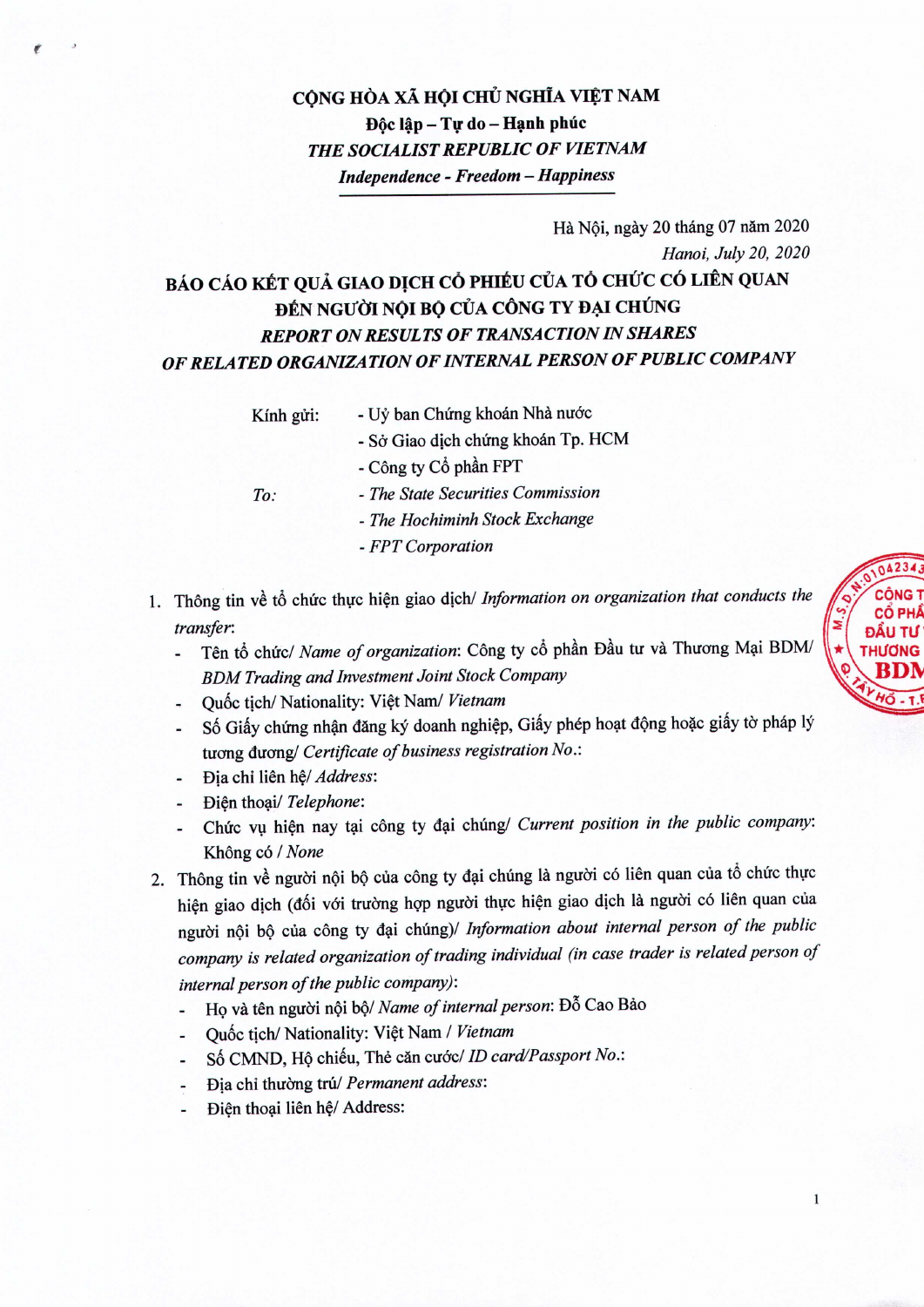**CỘNG HÒA XÃ HỘI CHỦ NGHĨA VIỆT NAM**
**Độc lập – Tự do – Hạnh phúc**
***THE SOCIALIST REPUBLIC OF VIETNAM***
***Independence - Freedom – Happiness***

Hà Nội, ngày 20 tháng 07 năm 2020
*Hanoi, July 20, 2020*

# BÁO CÁO KẾT QUẢ GIAO DỊCH CỔ PHIẾU CỦA TỔ CHỨC CÓ LIÊN QUAN ĐẾN NGƯỜI NỘI BỘ CỦA CÔNG TY ĐẠI CHÚNG
## *REPORT ON RESULTS OF TRANSACTION IN SHARES OF RELATED ORGANIZATION OF INTERNAL PERSON OF PUBLIC COMPANY*

Kính gửi:
- Uỷ ban Chứng khoán Nhà nước
- Sở Giao dịch chứng khoán Tp. HCM
- Công ty Cổ phần FPT

*To:*
- *The State Securities Commission*
- *The Hochiminh Stock Exchange*
- *FPT Corporation*

1. Thông tin về tổ chức thực hiện giao dịch/ *Information on organization that conducts the transfer*:
   - Tên tổ chức/ *Name of organization*: Công ty cổ phần Đầu tư và Thương Mại BDM/ *BDM Trading and Investment Joint Stock Company*
   - Quốc tịch/ Nationality: Việt Nam/ *Vietnam*
   - Số Giấy chứng nhận đăng ký doanh nghiệp, Giấy phép hoạt động hoặc giấy tờ pháp lý tương đương/ *Certificate of business registration No.*:
   - Địa chỉ liên hệ/ *Address*:
   - Điện thoại/ *Telephone*:
   - Chức vụ hiện nay tại công ty đại chúng/ *Current position in the public company*: Không có / *None*
2. Thông tin về người nội bộ của công ty đại chúng là người có liên quan của tổ chức thực hiện giao dịch (đối với trường hợp người thực hiện giao dịch là người có liên quan của người nội bộ của công ty đại chúng)/ *Information about internal person of the public company is related organization of trading individual (in case trader is related person of internal person of the public company)*:
   - Họ và tên người nội bộ/ *Name of internal person*: Đỗ Cao Bảo
   - Quốc tịch/ Nationality: Việt Nam / *Vietnam*
   - Số CMND, Hộ chiếu, Thẻ căn cước/ *ID card/Passport No.*:
   - Địa chỉ thường trú/ *Permanent address*:
   - Điện thoại liên hệ/ Address: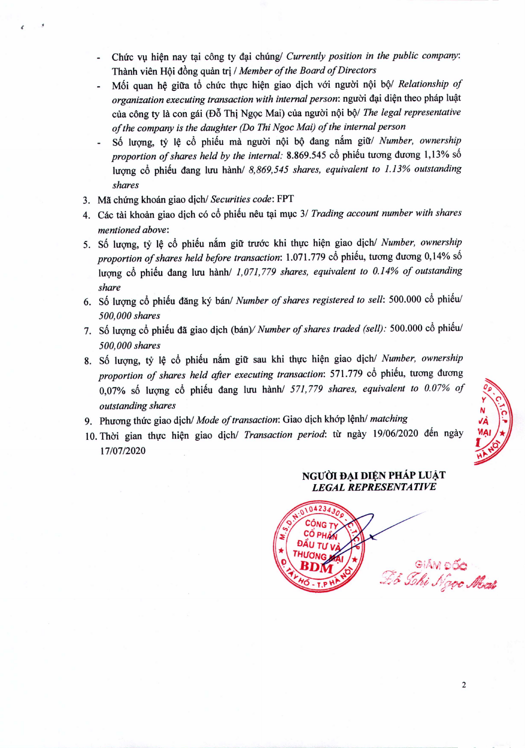- Chức vụ hiện nay tại công ty đại chúng/ *Currently position in the public company*: Thành viên Hội đồng quản trị / *Member of the Board of Directors*
- Mối quan hệ giữa tổ chức thực hiện giao dịch với người nội bộ/ *Relationship of organization executing transaction with internal person*: người đại diện theo pháp luật của công ty là con gái (Đỗ Thị Ngọc Mai) của người nội bộ/ *The legal representative of the company is the daughter (Do Thi Ngoc Mai) of the internal person*
- Số lượng, tỷ lệ cổ phiếu mà người nội bộ đang nắm giữ/ *Number, ownership proportion of shares held by the internal:* 8.869.545 cổ phiếu tương đương 1,13% số lượng cổ phiếu đang lưu hành/ *8,869,545 shares, equivalent to 1.13% outstanding shares*

3. Mã chứng khoán giao dịch/ *Securities code*: FPT
4. Các tài khoản giao dịch có cổ phiếu nêu tại mục 3/ *Trading account number with shares mentioned above*:
5. Số lượng, tỷ lệ cổ phiếu nắm giữ trước khi thực hiện giao dịch/ *Number, ownership proportion of shares held before transaction*: 1.071.779 cổ phiếu, tương đương 0,14% số lượng cổ phiếu đang lưu hành/ *1,071,779 shares, equivalent to 0.14% of outstanding share*
6. Số lượng cổ phiếu đăng ký bán/ *Number of shares registered to sell*: 500.000 cổ phiếu/ *500,000 shares*
7. Số lượng cổ phiếu đã giao dịch (bán)/ *Number of shares traded (sell):* 500.000 cổ phiếu/ *500,000 shares*
8. Số lượng, tỷ lệ cổ phiếu nắm giữ sau khi thực hiện giao dịch/ *Number, ownership proportion of shares held after executing transaction*: 571.779 cổ phiếu, tương đương 0,07% số lượng cổ phiếu đang lưu hành/ *571,779 shares, equivalent to 0.07% of outstanding shares*
9. Phương thức giao dịch/ *Mode of transaction*: Giao dịch khớp lệnh/ *matching*
10. Thời gian thực hiện giao dịch/ *Transaction period*: từ ngày 19/06/2020 đến ngày 17/07/2020

**NGƯỜI ĐẠI DIỆN PHÁP LUẬT**
***LEGAL REPRESENTATIVE***

GIÁM ĐỐC

Đỗ Thị Ngọc Mai